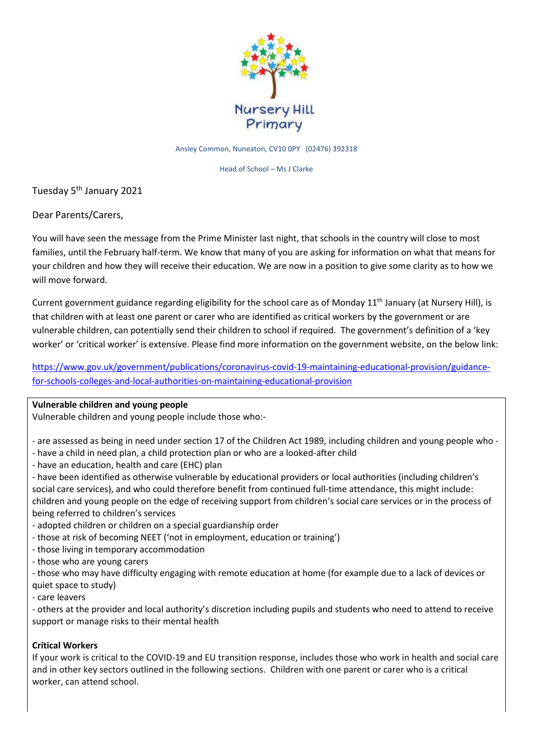Nursery Hill Primary

Ansley Common, Nuneaton, CV10 0PY (02476) 392318

Head of School – Ms J Clarke

Tuesday 5th January 2021

Dear Parents/Carers,

You will have seen the message from the Prime Minister last night, that schools in the country will close to most families, until the February half-term. We know that many of you are asking for information on what that means for your children and how they will receive their education. We are now in a position to give some clarity as to how we will move forward.

Current government guidance regarding eligibility for the school care as of Monday 11th January (at Nursery Hill), is that children with at least one parent or carer who are identified as critical workers by the government or are vulnerable children, can potentially send their children to school if required. The government's definition of a 'key worker' or 'critical worker' is extensive. Please find more information on the government website, on the below link:

https://www.gov.uk/government/publications/coronavirus-covid-19-maintaining-educational-provision/guidance-for-schools-colleges-and-local-authorities-on-maintaining-educational-provision

**Vulnerable children and young people**

Vulnerable children and young people include those who:-

- are assessed as being in need under section 17 of the Children Act 1989, including children and young people who -
- have a child in need plan, a child protection plan or who are a looked-after child
- have an education, health and care (EHC) plan
- have been identified as otherwise vulnerable by educational providers or local authorities (including children's social care services), and who could therefore benefit from continued full-time attendance, this might include: children and young people on the edge of receiving support from children's social care services or in the process of being referred to children's services
- adopted children or children on a special guardianship order
- those at risk of becoming NEET ('not in employment, education or training')
- those living in temporary accommodation
- those who are young carers
- those who may have difficulty engaging with remote education at home (for example due to a lack of devices or quiet space to study)
- care leavers
- others at the provider and local authority's discretion including pupils and students who need to attend to receive support or manage risks to their mental health

**Critical Workers**

If your work is critical to the COVID-19 and EU transition response, includes those who work in health and social care and in other key sectors outlined in the following sections. Children with one parent or carer who is a critical worker, can attend school.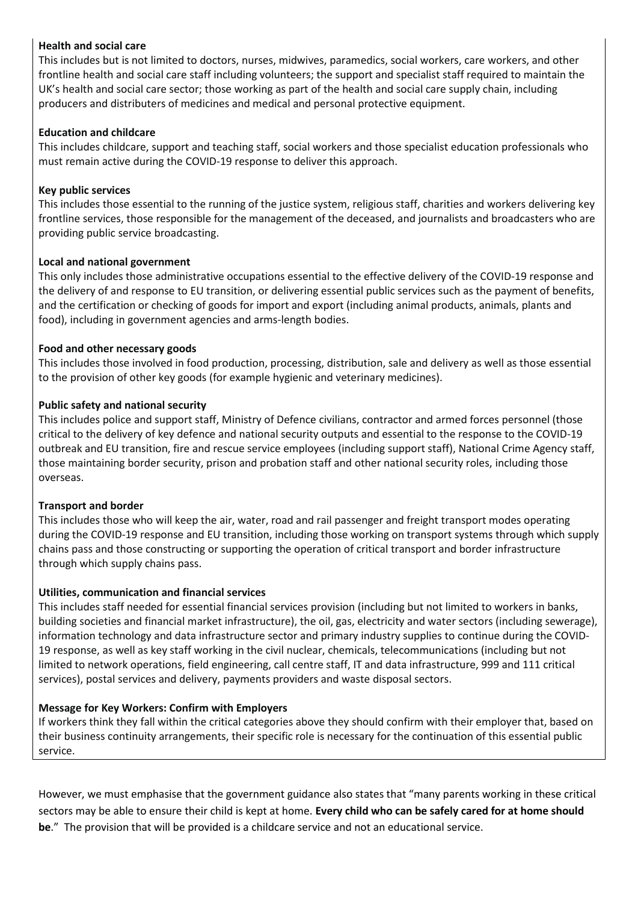**Health and social care**

This includes but is not limited to doctors, nurses, midwives, paramedics, social workers, care workers, and other frontline health and social care staff including volunteers; the support and specialist staff required to maintain the UK's health and social care sector; those working as part of the health and social care supply chain, including producers and distributers of medicines and medical and personal protective equipment.

**Education and childcare**

This includes childcare, support and teaching staff, social workers and those specialist education professionals who must remain active during the COVID-19 response to deliver this approach.

**Key public services**

This includes those essential to the running of the justice system, religious staff, charities and workers delivering key frontline services, those responsible for the management of the deceased, and journalists and broadcasters who are providing public service broadcasting.

**Local and national government**

This only includes those administrative occupations essential to the effective delivery of the COVID-19 response and the delivery of and response to EU transition, or delivering essential public services such as the payment of benefits, and the certification or checking of goods for import and export (including animal products, animals, plants and food), including in government agencies and arms-length bodies.

**Food and other necessary goods**

This includes those involved in food production, processing, distribution, sale and delivery as well as those essential to the provision of other key goods (for example hygienic and veterinary medicines).

**Public safety and national security**

This includes police and support staff, Ministry of Defence civilians, contractor and armed forces personnel (those critical to the delivery of key defence and national security outputs and essential to the response to the COVID-19 outbreak and EU transition, fire and rescue service employees (including support staff), National Crime Agency staff, those maintaining border security, prison and probation staff and other national security roles, including those overseas.

**Transport and border**

This includes those who will keep the air, water, road and rail passenger and freight transport modes operating during the COVID-19 response and EU transition, including those working on transport systems through which supply chains pass and those constructing or supporting the operation of critical transport and border infrastructure through which supply chains pass.

**Utilities, communication and financial services**

This includes staff needed for essential financial services provision (including but not limited to workers in banks, building societies and financial market infrastructure), the oil, gas, electricity and water sectors (including sewerage), information technology and data infrastructure sector and primary industry supplies to continue during the COVID-19 response, as well as key staff working in the civil nuclear, chemicals, telecommunications (including but not limited to network operations, field engineering, call centre staff, IT and data infrastructure, 999 and 111 critical services), postal services and delivery, payments providers and waste disposal sectors.

**Message for Key Workers: Confirm with Employers**

If workers think they fall within the critical categories above they should confirm with their employer that, based on their business continuity arrangements, their specific role is necessary for the continuation of this essential public service.

However, we must emphasise that the government guidance also states that "many parents working in these critical sectors may be able to ensure their child is kept at home. **Every child who can be safely cared for at home should be**." The provision that will be provided is a childcare service and not an educational service.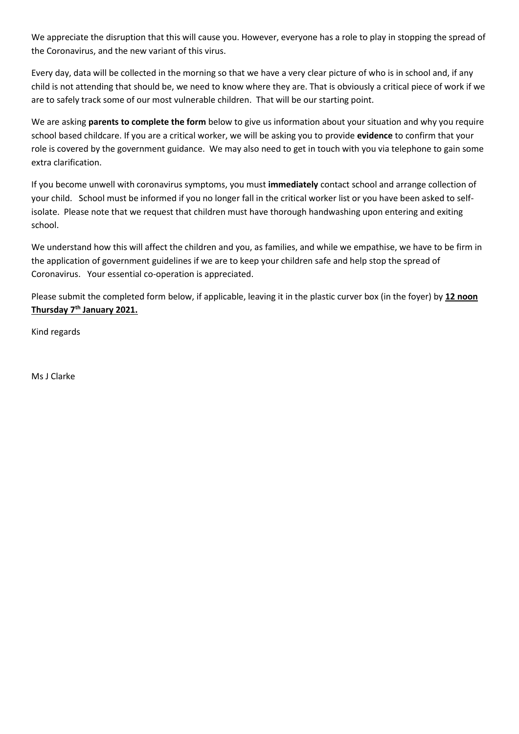We appreciate the disruption that this will cause you. However, everyone has a role to play in stopping the spread of the Coronavirus, and the new variant of this virus.

Every day, data will be collected in the morning so that we have a very clear picture of who is in school and, if any child is not attending that should be, we need to know where they are. That is obviously a critical piece of work if we are to safely track some of our most vulnerable children. That will be our starting point.

We are asking **parents to complete the form** below to give us information about your situation and why you require school based childcare. If you are a critical worker, we will be asking you to provide **evidence** to confirm that your role is covered by the government guidance. We may also need to get in touch with you via telephone to gain some extra clarification.

If you become unwell with coronavirus symptoms, you must **immediately** contact school and arrange collection of your child. School must be informed if you no longer fall in the critical worker list or you have been asked to self-isolate. Please note that we request that children must have thorough handwashing upon entering and exiting school.

We understand how this will affect the children and you, as families, and while we empathise, we have to be firm in the application of government guidelines if we are to keep your children safe and help stop the spread of Coronavirus. Your essential co-operation is appreciated.

Please submit the completed form below, if applicable, leaving it in the plastic curver box (in the foyer) by **12 noon Thursday 7th January 2021.**

Kind regards

Ms J Clarke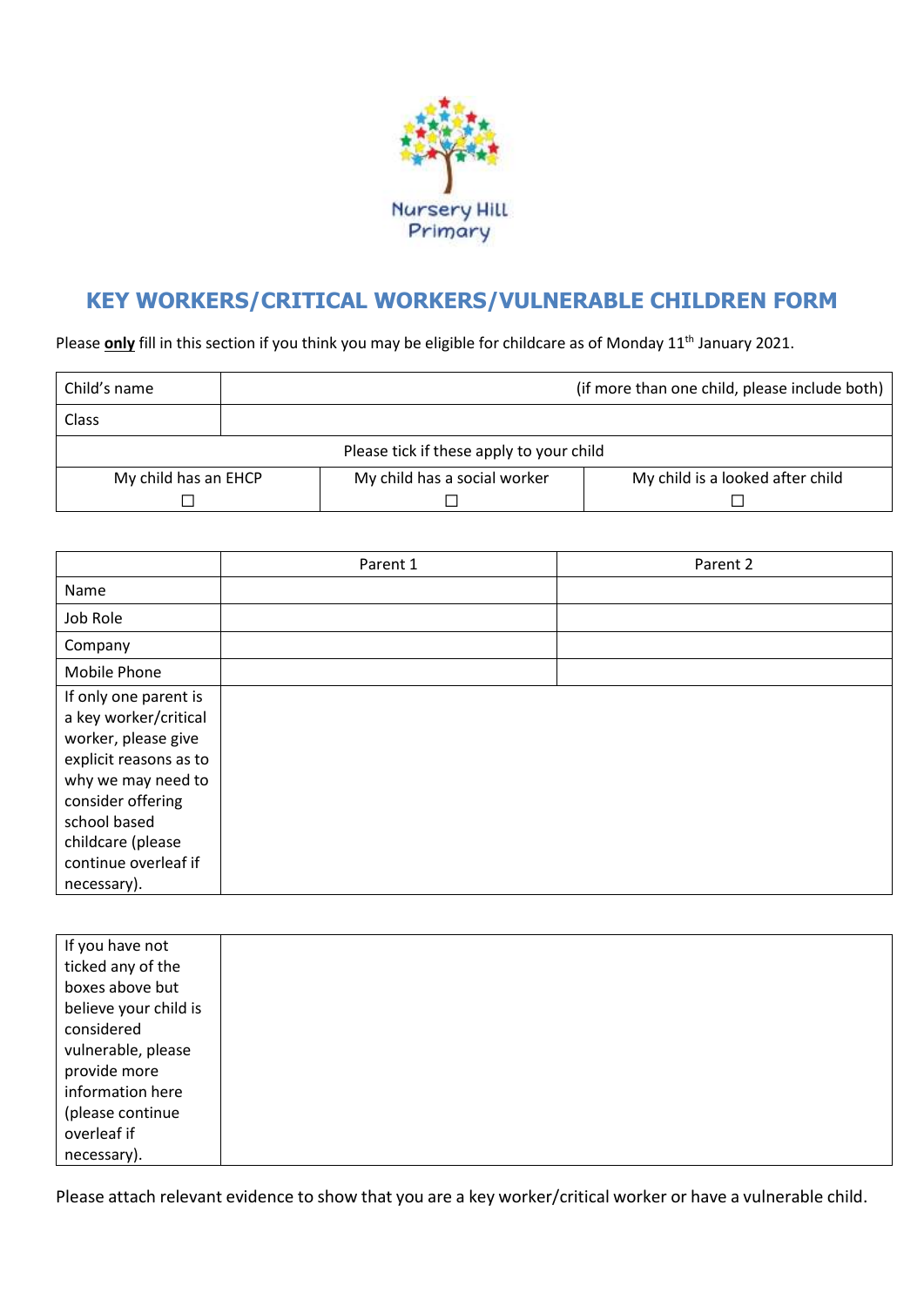Nursery Hill Primary

# KEY WORKERS/CRITICAL WORKERS/VULNERABLE CHILDREN FORM

Please **only** fill in this section if you think you may be eligible for childcare as of Monday 11th January 2021.

| | | |
|---|---|---|
| Child's name | (if more than one child, please include both) | |
| Class | | |
| Please tick if these apply to your child | | |
| My child has an EHCP ☐ | My child has a social worker ☐ | My child is a looked after child ☐ |

| | Parent 1 | Parent 2 |
|---|---|---|
| Name | | |
| Job Role | | |
| Company | | |
| Mobile Phone | | |
| If only one parent is a key worker/critical worker, please give explicit reasons as to why we may need to consider offering school based childcare (please continue overleaf if necessary). | | |

| | |
|---|---|
| If you have not ticked any of the boxes above but believe your child is considered vulnerable, please provide more information here (please continue overleaf if necessary). | |

Please attach relevant evidence to show that you are a key worker/critical worker or have a vulnerable child.